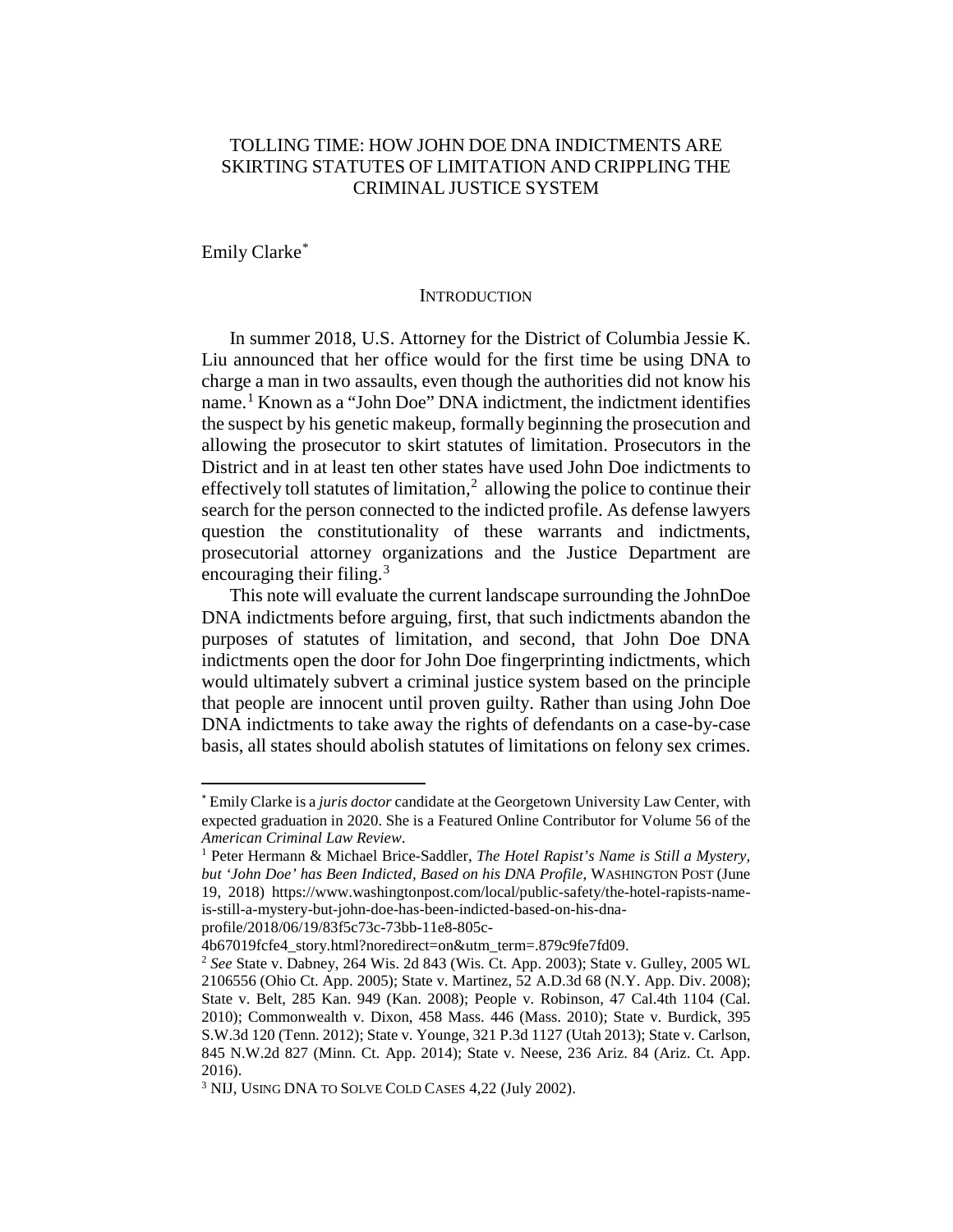# TOLLING TIME: HOW JOHN DOE DNA INDICTMENTS ARE SKIRTING STATUTES OF LIMITATION AND CRIPPLING THE CRIMINAL JUSTICE SYSTEM

Emily Clarke[*]

## INTRODUCTION

In summer 2018, U.S. Attorney for the District of Columbia Jessie K. Liu announced that her office would for the first time be using DNA to charge a man in two assaults, even though the authorities did not know his name.[1] Known as a "John Doe" DNA indictment, the indictment identifies the suspect by his genetic makeup, formally beginning the prosecution and allowing the prosecutor to skirt statutes of limitation. Prosecutors in the District and in at least ten other states have used John Doe indictments to effectively toll statutes of limitation,[2] allowing the police to continue their search for the person connected to the indicted profile. As defense lawyers question the constitutionality of these warrants and indictments, prosecutorial attorney organizations and the Justice Department are encouraging their filing.[3]

This note will evaluate the current landscape surrounding the JohnDoe DNA indictments before arguing, first, that such indictments abandon the purposes of statutes of limitation, and second, that John Doe DNA indictments open the door for John Doe fingerprinting indictments, which would ultimately subvert a criminal justice system based on the principle that people are innocent until proven guilty. Rather than using John Doe DNA indictments to take away the rights of defendants on a case-by-case basis, all states should abolish statutes of limitations on felony sex crimes.

---

[*] Emily Clarke is a *juris doctor* candidate at the Georgetown University Law Center, with expected graduation in 2020. She is a Featured Online Contributor for Volume 56 of the *American Criminal Law Review*.

[1] Peter Hermann & Michael Brice-Saddler, *The Hotel Rapist's Name is Still a Mystery, but 'John Doe' has Been Indicted, Based on his DNA Profile*, WASHINGTON POST (June 19, 2018) https://www.washingtonpost.com/local/public-safety/the-hotel-rapists-name-is-still-a-mystery-but-john-doe-has-been-indicted-based-on-his-dna-profile/2018/06/19/83f5c73c-73bb-11e8-805c-4b67019fcfe4_story.html?noredirect=on&utm_term=.879c9fe7fd09.

[2] *See* State v. Dabney, 264 Wis. 2d 843 (Wis. Ct. App. 2003); State v. Gulley, 2005 WL 2106556 (Ohio Ct. App. 2005); State v. Martinez, 52 A.D.3d 68 (N.Y. App. Div. 2008); State v. Belt, 285 Kan. 949 (Kan. 2008); People v. Robinson, 47 Cal.4th 1104 (Cal. 2010); Commonwealth v. Dixon, 458 Mass. 446 (Mass. 2010); State v. Burdick, 395 S.W.3d 120 (Tenn. 2012); State v. Younge, 321 P.3d 1127 (Utah 2013); State v. Carlson, 845 N.W.2d 827 (Minn. Ct. App. 2014); State v. Neese, 236 Ariz. 84 (Ariz. Ct. App. 2016).

[3] NIJ, USING DNA TO SOLVE COLD CASES 4,22 (July 2002).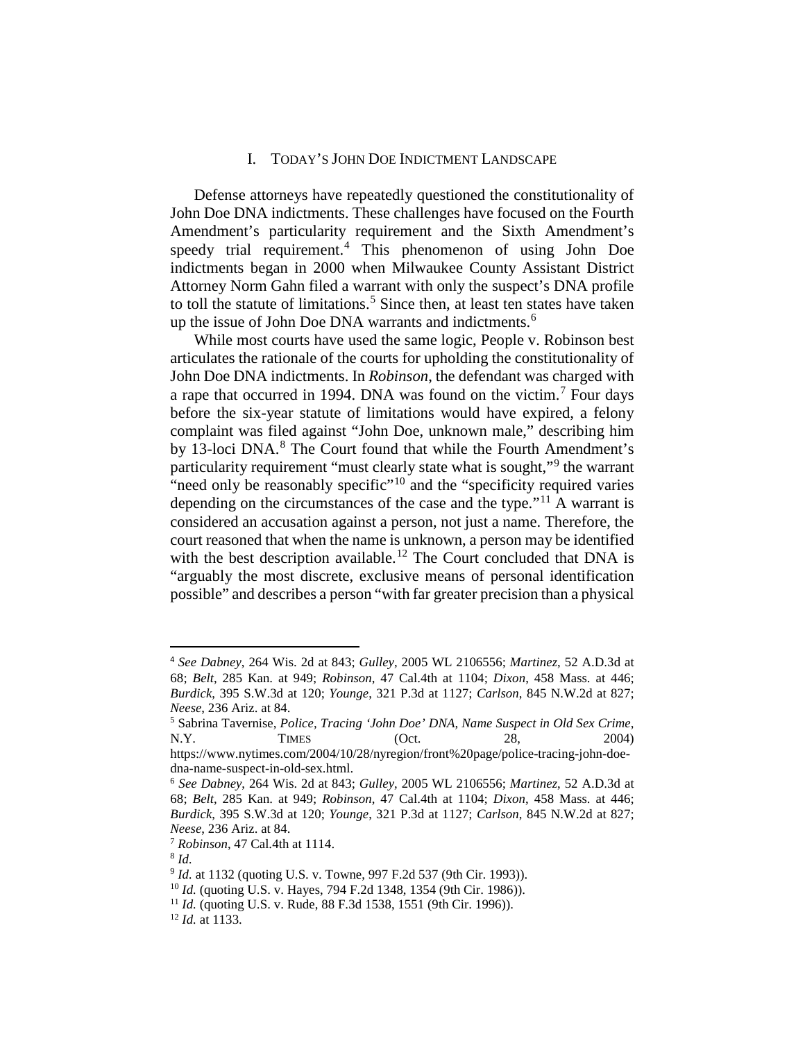## I. TODAY'S JOHN DOE INDICTMENT LANDSCAPE

Defense attorneys have repeatedly questioned the constitutionality of John Doe DNA indictments. These challenges have focused on the Fourth Amendment's particularity requirement and the Sixth Amendment's speedy trial requirement.[4] This phenomenon of using John Doe indictments began in 2000 when Milwaukee County Assistant District Attorney Norm Gahn filed a warrant with only the suspect's DNA profile to toll the statute of limitations.[5] Since then, at least ten states have taken up the issue of John Doe DNA warrants and indictments.[6]

While most courts have used the same logic, People v. Robinson best articulates the rationale of the courts for upholding the constitutionality of John Doe DNA indictments. In *Robinson*, the defendant was charged with a rape that occurred in 1994. DNA was found on the victim.[7] Four days before the six-year statute of limitations would have expired, a felony complaint was filed against "John Doe, unknown male," describing him by 13-loci DNA.[8] The Court found that while the Fourth Amendment's particularity requirement "must clearly state what is sought,"[9] the warrant "need only be reasonably specific"[10] and the "specificity required varies depending on the circumstances of the case and the type."[11] A warrant is considered an accusation against a person, not just a name. Therefore, the court reasoned that when the name is unknown, a person may be identified with the best description available.[12] The Court concluded that DNA is "arguably the most discrete, exclusive means of personal identification possible" and describes a person "with far greater precision than a physical

---

[4] *See Dabney*, 264 Wis. 2d at 843; *Gulley*, 2005 WL 2106556; *Martinez*, 52 A.D.3d at 68; *Belt*, 285 Kan. at 949; *Robinson*, 47 Cal.4th at 1104; *Dixon*, 458 Mass. at 446; *Burdick*, 395 S.W.3d at 120; *Younge*, 321 P.3d at 1127; *Carlson*, 845 N.W.2d at 827; *Neese*, 236 Ariz. at 84.

[5] Sabrina Tavernise, *Police, Tracing 'John Doe' DNA, Name Suspect in Old Sex Crime*, N.Y. TIMES (Oct. 28, 2004) https://www.nytimes.com/2004/10/28/nyregion/front%20page/police-tracing-john-doe-dna-name-suspect-in-old-sex.html.

[6] *See Dabney*, 264 Wis. 2d at 843; *Gulley*, 2005 WL 2106556; *Martinez*, 52 A.D.3d at 68; *Belt*, 285 Kan. at 949; *Robinson*, 47 Cal.4th at 1104; *Dixon*, 458 Mass. at 446; *Burdick*, 395 S.W.3d at 120; *Younge*, 321 P.3d at 1127; *Carlson*, 845 N.W.2d at 827; *Neese*, 236 Ariz. at 84.

[7] *Robinson*, 47 Cal.4th at 1114.

[8] *Id*.

[9] *Id.* at 1132 (quoting U.S. v. Towne, 997 F.2d 537 (9th Cir. 1993)).

[10] *Id.* (quoting U.S. v. Hayes, 794 F.2d 1348, 1354 (9th Cir. 1986)).

[11] *Id.* (quoting U.S. v. Rude, 88 F.3d 1538, 1551 (9th Cir. 1996)).

[12] *Id.* at 1133.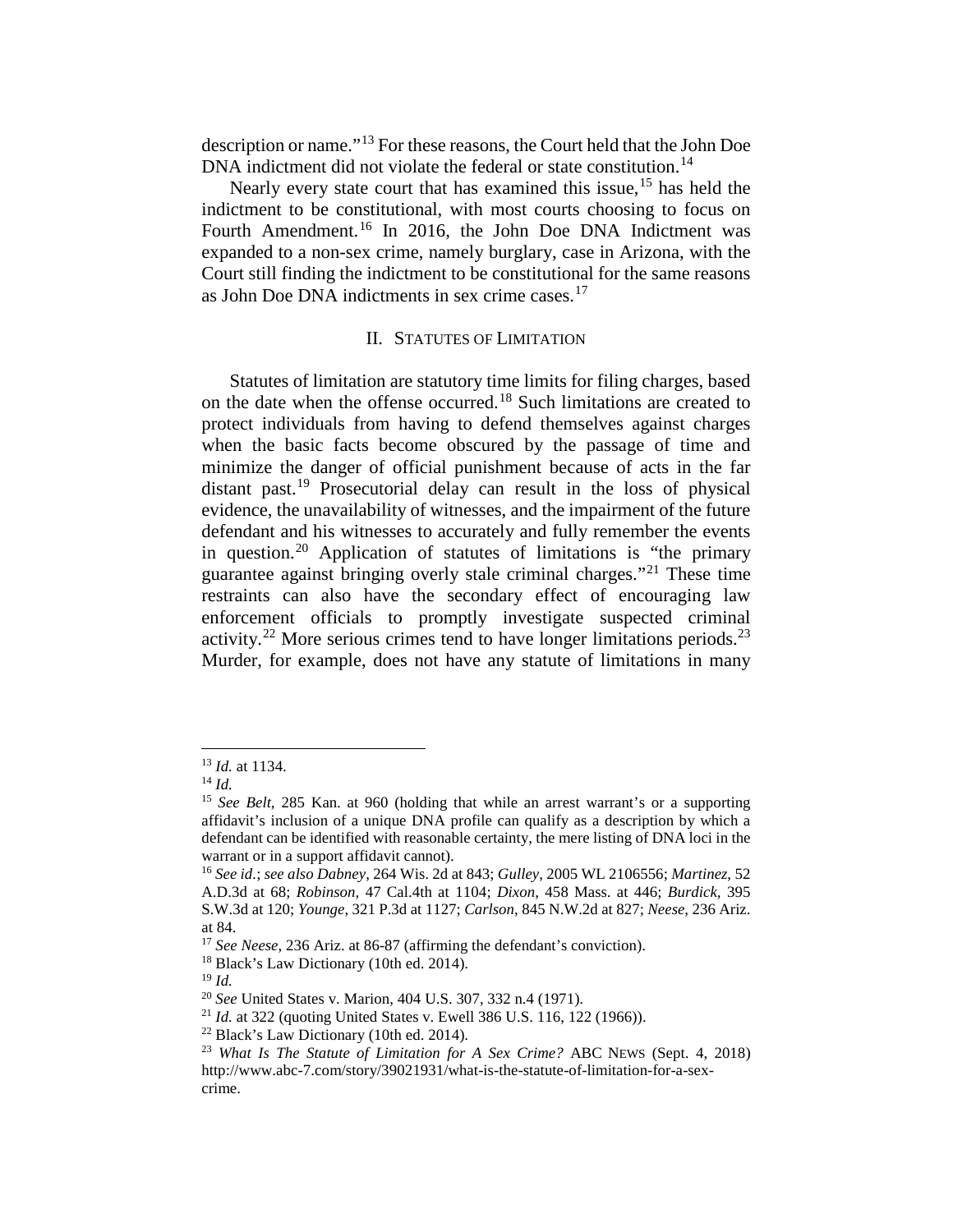description or name."[13] For these reasons, the Court held that the John Doe DNA indictment did not violate the federal or state constitution.[14]

Nearly every state court that has examined this issue,[15] has held the indictment to be constitutional, with most courts choosing to focus on Fourth Amendment.[16] In 2016, the John Doe DNA Indictment was expanded to a non-sex crime, namely burglary, case in Arizona, with the Court still finding the indictment to be constitutional for the same reasons as John Doe DNA indictments in sex crime cases.[17]

## II. STATUTES OF LIMITATION

Statutes of limitation are statutory time limits for filing charges, based on the date when the offense occurred.[18] Such limitations are created to protect individuals from having to defend themselves against charges when the basic facts become obscured by the passage of time and minimize the danger of official punishment because of acts in the far distant past.[19] Prosecutorial delay can result in the loss of physical evidence, the unavailability of witnesses, and the impairment of the future defendant and his witnesses to accurately and fully remember the events in question.[20] Application of statutes of limitations is "the primary guarantee against bringing overly stale criminal charges."[21] These time restraints can also have the secondary effect of encouraging law enforcement officials to promptly investigate suspected criminal activity.[22] More serious crimes tend to have longer limitations periods.[23] Murder, for example, does not have any statute of limitations in many

---

[13] *Id.* at 1134.

[14] *Id.*

[15] *See Belt*, 285 Kan. at 960 (holding that while an arrest warrant's or a supporting affidavit's inclusion of a unique DNA profile can qualify as a description by which a defendant can be identified with reasonable certainty, the mere listing of DNA loci in the warrant or in a support affidavit cannot).

[16] *See id.*; *see also Dabney*, 264 Wis. 2d at 843; *Gulley*, 2005 WL 2106556; *Martinez*, 52 A.D.3d at 68; *Robinson*, 47 Cal.4th at 1104; *Dixon*, 458 Mass. at 446; *Burdick*, 395 S.W.3d at 120; *Younge*, 321 P.3d at 1127; *Carlson*, 845 N.W.2d at 827; *Neese*, 236 Ariz. at 84.

[17] *See Neese*, 236 Ariz. at 86-87 (affirming the defendant's conviction).

[18] Black's Law Dictionary (10th ed. 2014).

[19] *Id.*

[20] *See* United States v. Marion, 404 U.S. 307, 332 n.4 (1971).

[21] *Id.* at 322 (quoting United States v. Ewell 386 U.S. 116, 122 (1966)).

[22] Black's Law Dictionary (10th ed. 2014).

[23] *What Is The Statute of Limitation for A Sex Crime?* ABC NEWS (Sept. 4, 2018) http://www.abc-7.com/story/39021931/what-is-the-statute-of-limitation-for-a-sex-crime.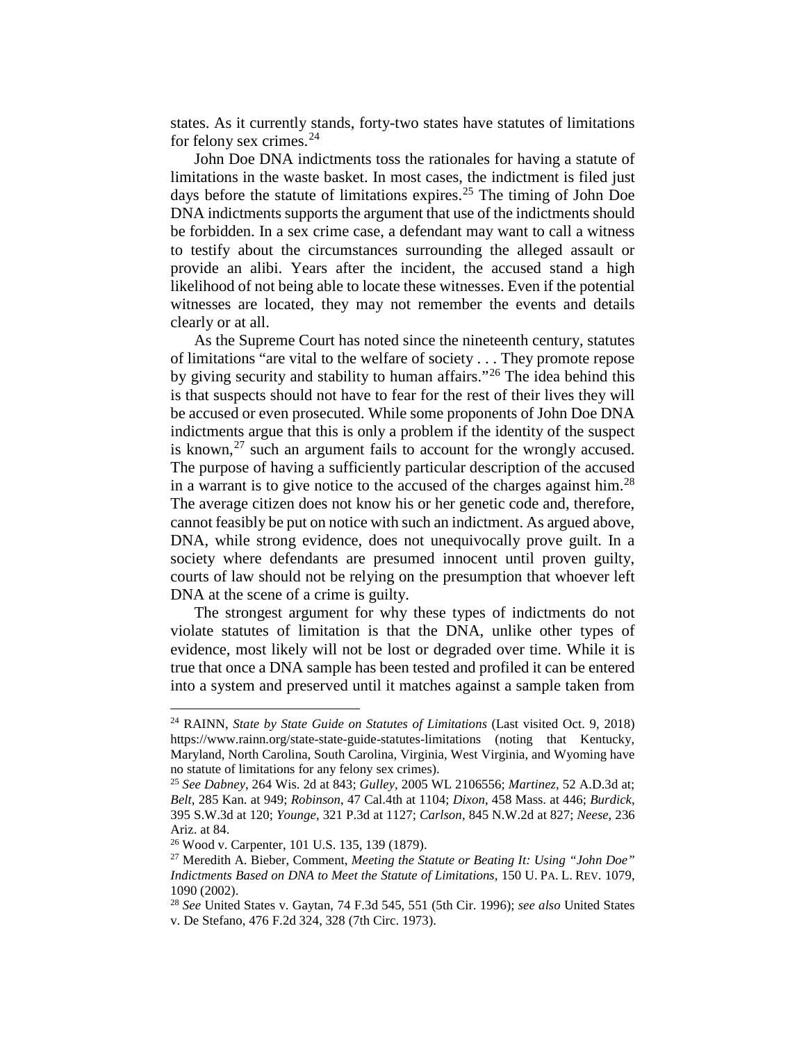states. As it currently stands, forty-two states have statutes of limitations for felony sex crimes.[24]

John Doe DNA indictments toss the rationales for having a statute of limitations in the waste basket. In most cases, the indictment is filed just days before the statute of limitations expires.[25] The timing of John Doe DNA indictments supports the argument that use of the indictments should be forbidden. In a sex crime case, a defendant may want to call a witness to testify about the circumstances surrounding the alleged assault or provide an alibi. Years after the incident, the accused stand a high likelihood of not being able to locate these witnesses. Even if the potential witnesses are located, they may not remember the events and details clearly or at all.

As the Supreme Court has noted since the nineteenth century, statutes of limitations "are vital to the welfare of society . . . They promote repose by giving security and stability to human affairs."[26] The idea behind this is that suspects should not have to fear for the rest of their lives they will be accused or even prosecuted. While some proponents of John Doe DNA indictments argue that this is only a problem if the identity of the suspect is known,[27] such an argument fails to account for the wrongly accused. The purpose of having a sufficiently particular description of the accused in a warrant is to give notice to the accused of the charges against him.[28] The average citizen does not know his or her genetic code and, therefore, cannot feasibly be put on notice with such an indictment. As argued above, DNA, while strong evidence, does not unequivocally prove guilt. In a society where defendants are presumed innocent until proven guilty, courts of law should not be relying on the presumption that whoever left DNA at the scene of a crime is guilty.

The strongest argument for why these types of indictments do not violate statutes of limitation is that the DNA, unlike other types of evidence, most likely will not be lost or degraded over time. While it is true that once a DNA sample has been tested and profiled it can be entered into a system and preserved until it matches against a sample taken from

---

[24] RAINN, *State by State Guide on Statutes of Limitations* (Last visited Oct. 9, 2018) https://www.rainn.org/state-state-guide-statutes-limitations (noting that Kentucky, Maryland, North Carolina, South Carolina, Virginia, West Virginia, and Wyoming have no statute of limitations for any felony sex crimes).

[25] *See Dabney*, 264 Wis. 2d at 843; *Gulley*, 2005 WL 2106556; *Martinez*, 52 A.D.3d at; *Belt*, 285 Kan. at 949; *Robinson*, 47 Cal.4th at 1104; *Dixon*, 458 Mass. at 446; *Burdick*, 395 S.W.3d at 120; *Younge*, 321 P.3d at 1127; *Carlson*, 845 N.W.2d at 827; *Neese*, 236 Ariz. at 84.

[26] Wood v. Carpenter, 101 U.S. 135, 139 (1879).

[27] Meredith A. Bieber, Comment, *Meeting the Statute or Beating It: Using "John Doe" Indictments Based on DNA to Meet the Statute of Limitations*, 150 U. PA. L. REV. 1079, 1090 (2002).

[28] *See* United States v. Gaytan, 74 F.3d 545, 551 (5th Cir. 1996); *see also* United States v. De Stefano, 476 F.2d 324, 328 (7th Circ. 1973).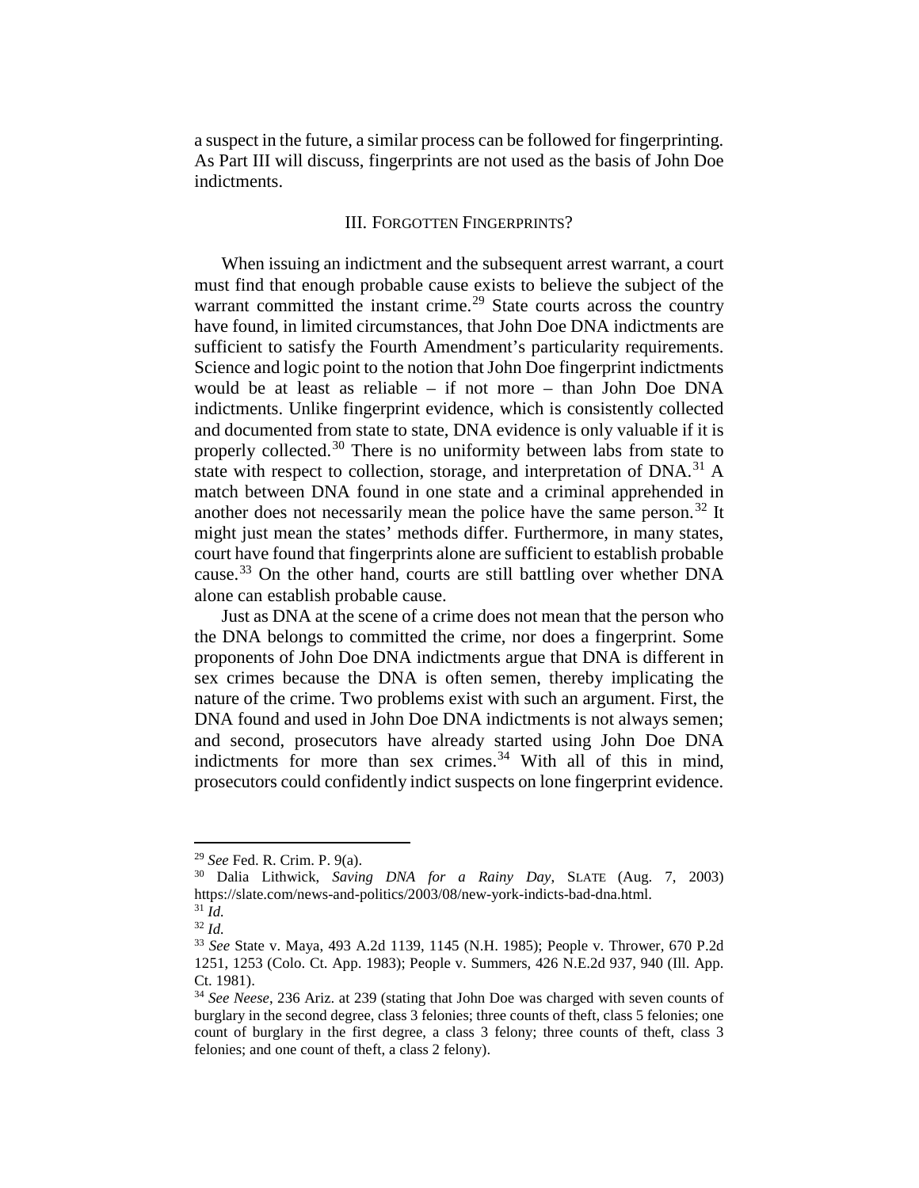a suspect in the future, a similar process can be followed for fingerprinting. As Part III will discuss, fingerprints are not used as the basis of John Doe indictments.

## III. FORGOTTEN FINGERPRINTS?

When issuing an indictment and the subsequent arrest warrant, a court must find that enough probable cause exists to believe the subject of the warrant committed the instant crime.[29] State courts across the country have found, in limited circumstances, that John Doe DNA indictments are sufficient to satisfy the Fourth Amendment's particularity requirements. Science and logic point to the notion that John Doe fingerprint indictments would be at least as reliable – if not more – than John Doe DNA indictments. Unlike fingerprint evidence, which is consistently collected and documented from state to state, DNA evidence is only valuable if it is properly collected.[30] There is no uniformity between labs from state to state with respect to collection, storage, and interpretation of DNA.[31] A match between DNA found in one state and a criminal apprehended in another does not necessarily mean the police have the same person.[32] It might just mean the states' methods differ. Furthermore, in many states, court have found that fingerprints alone are sufficient to establish probable cause.[33] On the other hand, courts are still battling over whether DNA alone can establish probable cause.

Just as DNA at the scene of a crime does not mean that the person who the DNA belongs to committed the crime, nor does a fingerprint. Some proponents of John Doe DNA indictments argue that DNA is different in sex crimes because the DNA is often semen, thereby implicating the nature of the crime. Two problems exist with such an argument. First, the DNA found and used in John Doe DNA indictments is not always semen; and second, prosecutors have already started using John Doe DNA indictments for more than sex crimes.[34] With all of this in mind, prosecutors could confidently indict suspects on lone fingerprint evidence.

---

[29] *See* Fed. R. Crim. P. 9(a).

[30] Dalia Lithwick, *Saving DNA for a Rainy Day*, SLATE (Aug. 7, 2003) https://slate.com/news-and-politics/2003/08/new-york-indicts-bad-dna.html.

[31] *Id.*

[32] *Id.*

[33] *See* State v. Maya, 493 A.2d 1139, 1145 (N.H. 1985); People v. Thrower, 670 P.2d 1251, 1253 (Colo. Ct. App. 1983); People v. Summers, 426 N.E.2d 937, 940 (Ill. App. Ct. 1981).

[34] *See Neese*, 236 Ariz. at 239 (stating that John Doe was charged with seven counts of burglary in the second degree, class 3 felonies; three counts of theft, class 5 felonies; one count of burglary in the first degree, a class 3 felony; three counts of theft, class 3 felonies; and one count of theft, a class 2 felony).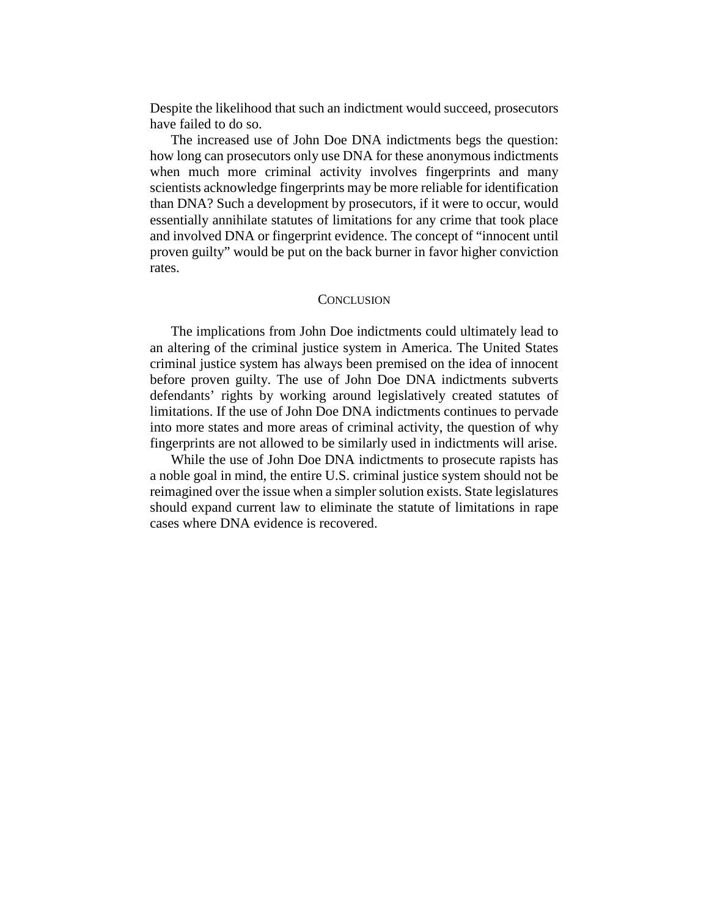Despite the likelihood that such an indictment would succeed, prosecutors have failed to do so.

The increased use of John Doe DNA indictments begs the question: how long can prosecutors only use DNA for these anonymous indictments when much more criminal activity involves fingerprints and many scientists acknowledge fingerprints may be more reliable for identification than DNA? Such a development by prosecutors, if it were to occur, would essentially annihilate statutes of limitations for any crime that took place and involved DNA or fingerprint evidence. The concept of "innocent until proven guilty" would be put on the back burner in favor higher conviction rates.

## CONCLUSION

The implications from John Doe indictments could ultimately lead to an altering of the criminal justice system in America. The United States criminal justice system has always been premised on the idea of innocent before proven guilty. The use of John Doe DNA indictments subverts defendants' rights by working around legislatively created statutes of limitations. If the use of John Doe DNA indictments continues to pervade into more states and more areas of criminal activity, the question of why fingerprints are not allowed to be similarly used in indictments will arise.

While the use of John Doe DNA indictments to prosecute rapists has a noble goal in mind, the entire U.S. criminal justice system should not be reimagined over the issue when a simpler solution exists. State legislatures should expand current law to eliminate the statute of limitations in rape cases where DNA evidence is recovered.